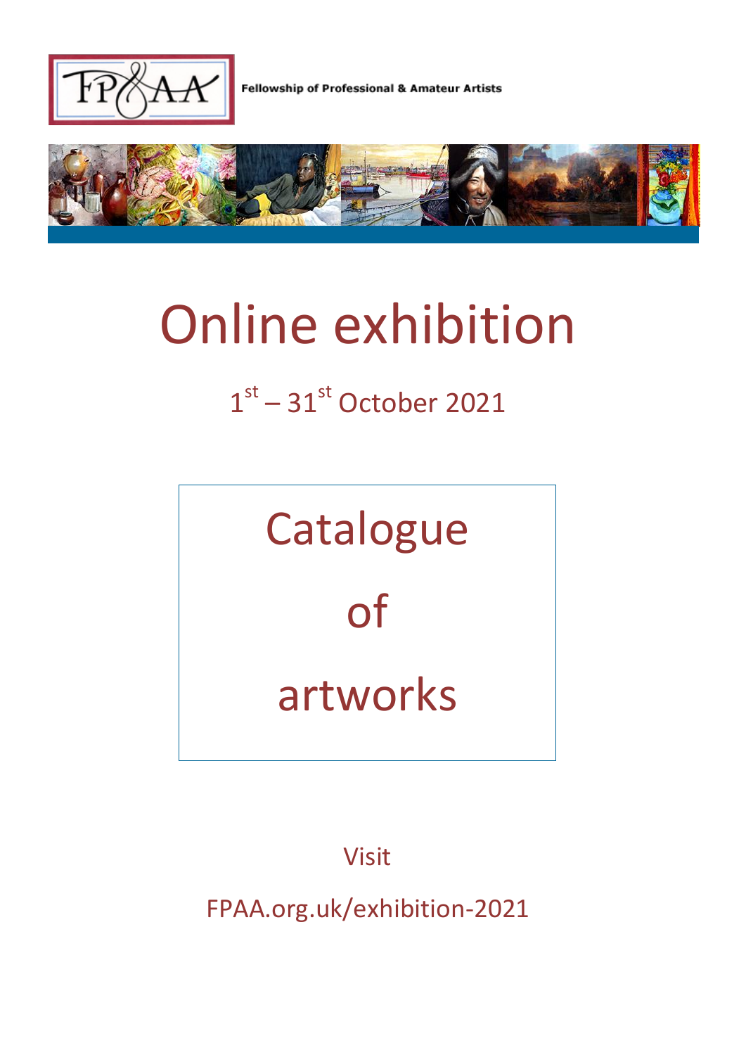Fellowship of Professional & Amateur Artists

# Online exhibition

1st – 31st October 2021

## Catalogue

## of

## artworks

Visit

FPAA.org.uk/exhibition-2021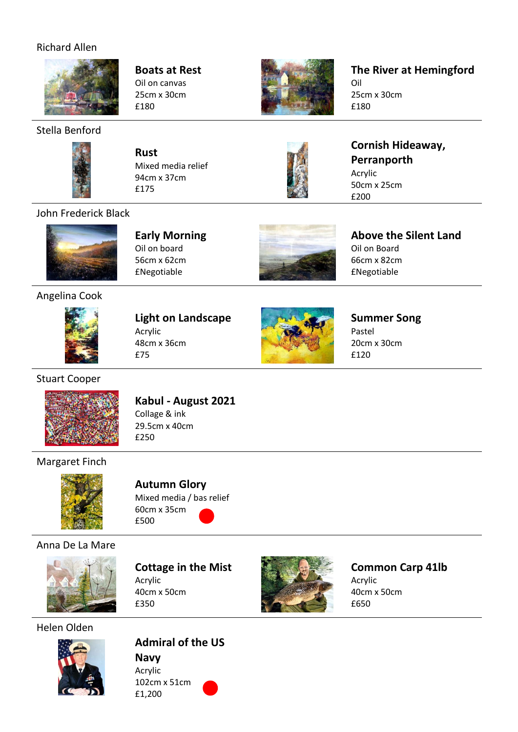Richard Allen

**Boats at Rest**
Oil on canvas
25cm x 30cm
£180

**The River at Hemingford**
Oil
25cm x 30cm
£180

Stella Benford

**Rust**
Mixed media relief
94cm x 37cm
£175

**Cornish Hideaway, Perranporth**
Acrylic
50cm x 25cm
£200

John Frederick Black

**Early Morning**
Oil on board
56cm x 62cm
£Negotiable

**Above the Silent Land**
Oil on Board
66cm x 82cm
£Negotiable

Angelina Cook

**Light on Landscape**
Acrylic
48cm x 36cm
£75

**Summer Song**
Pastel
20cm x 30cm
£120

Stuart Cooper

**Kabul - August 2021**
Collage & ink
29.5cm x 40cm
£250

Margaret Finch

**Autumn Glory**
Mixed media / bas relief
60cm x 35cm
£500

Anna De La Mare

**Cottage in the Mist**
Acrylic
40cm x 50cm
£350

**Common Carp 41lb**
Acrylic
40cm x 50cm
£650

Helen Olden

**Admiral of the US Navy**
Acrylic
102cm x 51cm
£1,200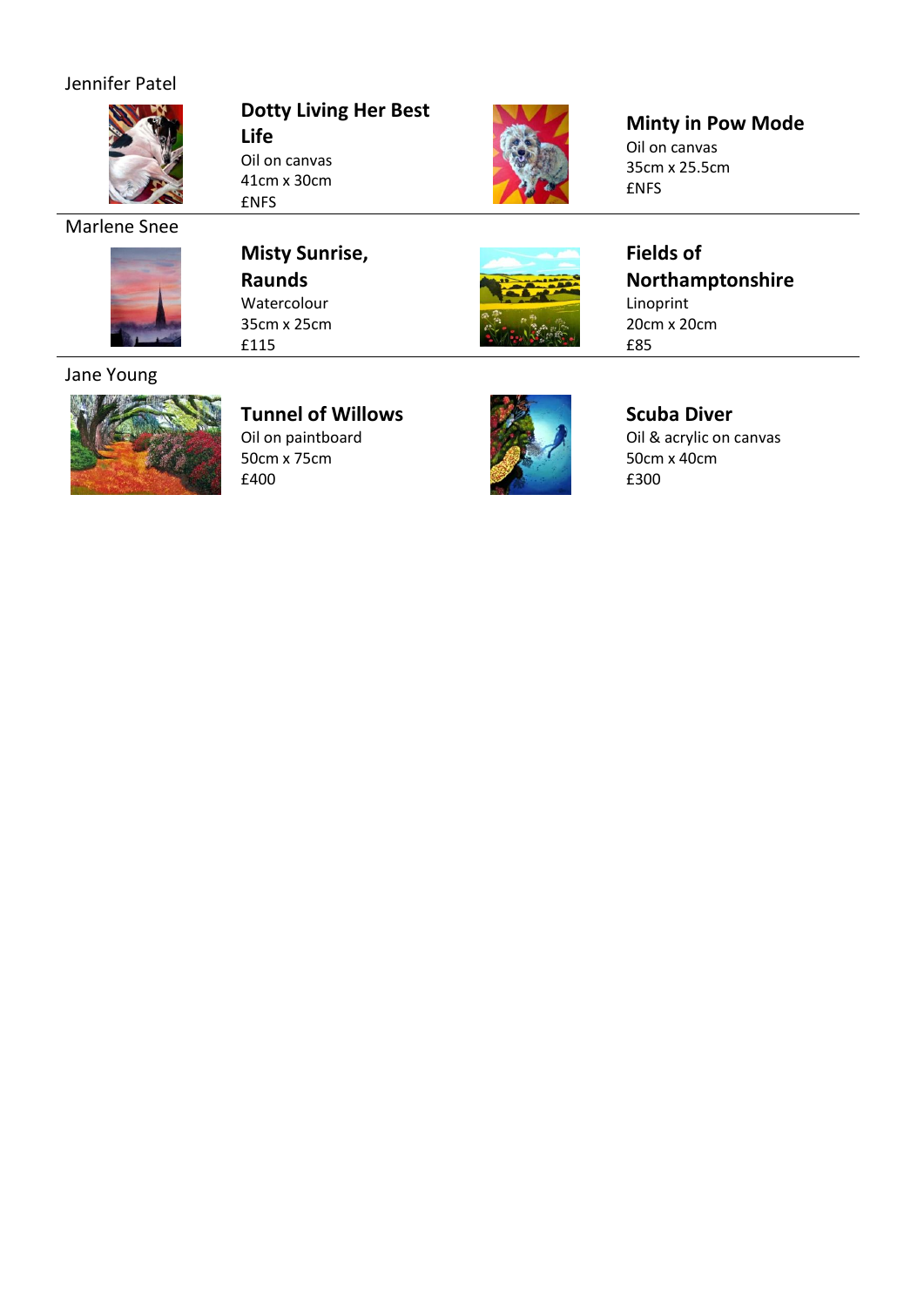Jennifer Patel

**Dotty Living Her Best Life**
Oil on canvas
41cm x 30cm
£NFS

**Minty in Pow Mode**
Oil on canvas
35cm x 25.5cm
£NFS

Marlene Snee

**Misty Sunrise, Raunds**
Watercolour
35cm x 25cm
£115

**Fields of Northamptonshire**
Linoprint
20cm x 20cm
£85

Jane Young

**Tunnel of Willows**
Oil on paintboard
50cm x 75cm
£400

**Scuba Diver**
Oil & acrylic on canvas
50cm x 40cm
£300